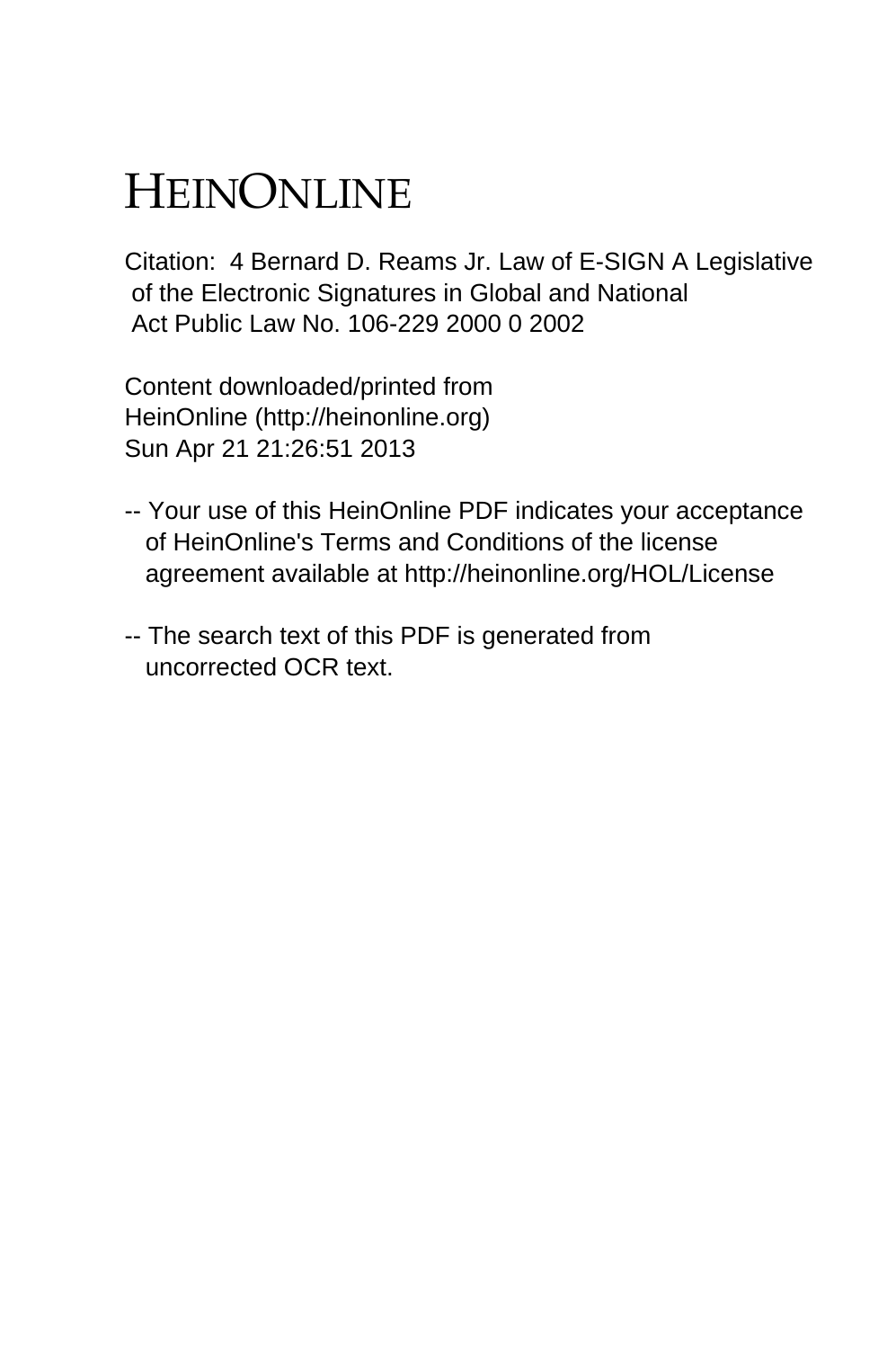# HEINONLINE

Citation: 4 Bernard D. Reams Jr. Law of E-SIGN A Legislative of the Electronic Signatures in Global and National Act Public Law No. 106-229 2000 0 2002

Content downloaded/printed from
HeinOnline (http://heinonline.org)
Sun Apr 21 21:26:51 2013

-- Your use of this HeinOnline PDF indicates your acceptance of HeinOnline's Terms and Conditions of the license agreement available at http://heinonline.org/HOL/License

-- The search text of this PDF is generated from uncorrected OCR text.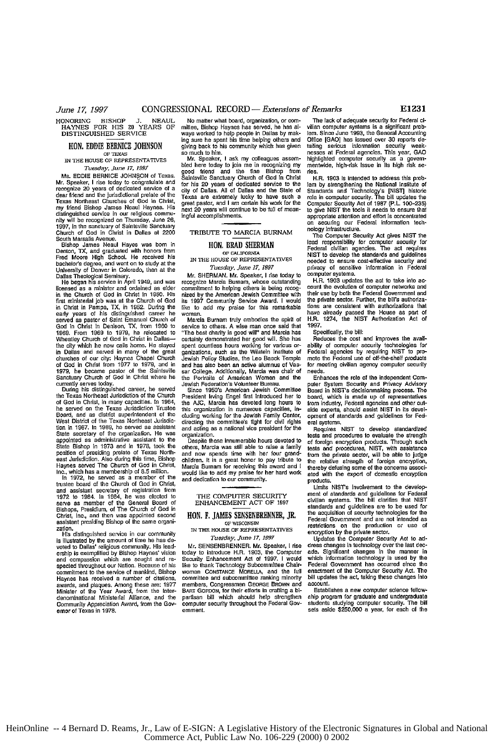## HONORING BISHOP J. NEAUL HAYNES FOR HIS 20 YEARS OF DISTINGUISHED SERVICE

**HON. EDDIE BERNICE JOHNSON**
OF TEXAS
IN THE HOUSE OF REPRESENTATIVES
*Tuesday, June 17, 1997*

Ms. EDDIE BERNICE JOHNSON of Texas. Mr. Speaker, I rise today to congratulate and recognize 20 years of dedicated service of a dear friend and the jurisdictional prelate of the Texas Northeast Churches of God in Christ, my friend Bishop James Neaul Haynes. His distinguished service in our religious community will be recognized on Thursday, June 26, 1997, in the sanctuary of Saintsville Sanctuary Church of God in Christ in Dallas at 2200 South Marsalis Avenue.

Bishop James Neaul Hayes was born in Denton, TX, and graduated with honors from Fred Moore High School. He received his bachelor's degree, and went on to study at the University of Denver in Colorado, then at the Dallas Theological Seminary.

He began his service in April 1949, and was licensed as a minister and ordained as elder in the Church of God in Christ in 1950. His first ministerial job was at the Church of God in Christ in Pampa, TX, in 1952. During the early years of his distinguished career he served as pastor of Saint Emanuel Church of God in Christ in Denison, TX, from 1960 to 1969. From 1969 to 1979, he relocated to Wheatley Church of God in Christ in Dallas—the city which he now calls home. He stayed in Dallas and served in many of the great churches of our city: Haynes Chapel Church of God in Christ from 1977 to 1979, and in 1979, he became pastor of the Saintsville Sanctuary Church of God in Christ where he currently serves today.

During his distinguished career, he served the Texas Northeast Jurisdiction of the Church of God in Christ, in many capacities. In 1964, he served on the Texas Jurisdiction Trustee Board, and as district superintendent of the West District of the Texas Northeast Jurisdiction in 1967. In 1969, he served as assistant State secretary of the organization. He was appointed as administrative assistant to the State Bishop in 1973 and in 1978, took the position of presiding prelate of Texas Northeast Jurisdiction. Also during this time, Bishop Haynes served The Church of God in Christ, Inc., which has a membership of 6.5 million.

In 1972, he served as a member of the trustee board of the Church of God in Christ, and assistant secretary of registration from 1972 to 1984. In 1984, he was elected to serve as member of the General Board of Bishops, Presidium, of The Church of God in Christ, Inc., and then was appointed second assistant presiding Bishop of the same organization.

His distinguished service in our community is illustrated by the amount of time he has devoted to Dallas' religious community. His leadership is exemplified by Bishop Haynes' vision and compassion which are sought and respected throughout our Nation. Because of his commitment to the service of mankind, Bishop Haynes has received a number of citations, awards, and plaques. Among these are: 1977 Minister of the Year Award, from the Interdenominational Ministerial Alliance, and the Community Appreciation Award, from the Governor of Texas in 1978.

No matter what board, organization, or committee, Bishop Haynes has served, he has always worked to help people in Dallas by making sure he spent his time helping others and giving back to his community which has given so much to him.

Mr. Speaker, I ask my colleagues assembled here today to join me in recognizing my good friend and the fine Bishop from Saintsville Sanctuary Church of God in Christ for his 20 years of dedicated service to the city of Dallas. All of Dallas and the State of Texas are extremely lucky to have such a great pastor, and I am certain his work for the next 20 years will continue to be full of meaningful accomplishments.

---

## TRIBUTE TO MARCIA BURNAM

**HON. BRAD SHERMAN**
OF CALIFORNIA
IN THE HOUSE OF REPRESENTATIVES
*Tuesday, June 17, 1997*

Mr. SHERMAN. Mr. Speaker, I rise today to recognize Marcia Burnam, whose outstanding commitment to helping others is being recognized by the American Jewish Committee with its 1997 Community Service Award. I would like to add my praise for this remarkable woman.

Marcia Burnam truly embodies the spirit of service to others. A wise man once said that "The best charity is good will" and Marcia has certainly demonstrated her good will. She has spent countless hours working for various organizations, such as the Wilstein Institute of Jewish Policy Studies, the Leo Baeck Temple and has also been an active alumnus of Vassar College. Additionally, Marcia was chair of the Portraits of American Women and the Jewish Federation's Volunteer Bureau.

Since 1950's American Jewish Committee President Irving Engel first introduced her to the AJC, Marcia has devoted long hours to this organization in numerous capacities, including working for the Jewish Family Center, directing the committee's fight for civil rights and acting as a national vice president for the organization.

Despite these innumerable hours devoted to others, Marcia was still able to raise a family and now spends time with her four grandchildren. It is a great honor to pay tribute to Marcia Burnam for receiving this award and I would like to add my praise for her hard work and dedication to our community.

---

## THE COMPUTER SECURITY ENHANCEMENT ACT OF 1997

**HON. F. JAMES SENSENBRENNER, JR.**
OF WISCONSIN
IN THE HOUSE OF REPRESENTATIVES
*Tuesday, June 17, 1997*

Mr. SENSENBRENNER. Mr. Speaker, I rise today to introduce H.R. 1903, the Computer Security Enhancement Act of 1997. I would like to thank Technology Subcommittee Chairwoman CONSTANCE MORELLA, and the full committee and subcommittee ranking minority members, Congressmen GEORGE BROWN and BART GORDON, for their efforts in crafting a bipartisan bill which should help strengthen computer security throughout the Federal Government.

The lack of adequate security for Federal civilian computer systems is a significant problem. Since June 1993, the General Accounting Office [GAO] has issued over 30 reports detailing serious information security weaknesses at Federal agencies. This year, GAO highlighted computer security as a governmentwide, high-risk issue in its high risk series.

H.R. 1903 is intended to address this problem by strengthening the National Institute of Standards and Technology's [NIST] historic role in computer security. The bill updates the Computer Security Act of 1987 (P.L. 100–235) to give NIST the tools it needs to ensure that appropriate attention and effort is concentrated on securing our Federal information technology infrastructure.

The Computer Security Act gives NIST the lead responsibility for computer security for Federal civilian agencies. The act requires NIST to develop the standards and guidelines needed to ensure cost-effective security and privacy of sensitive information in Federal computer systems.

H.R. 1903 updates the act to take into account the evolution of computer networks and their use by both the Federal Government and the private sector. Further, the bill's authorizations are consistent with authorizations that have already passed the House as part of H.R. 1274, the NIST Authorization Act of 1997.

Specifically, the bill:

Reduces the cost and improves the availability of computer security technologies for Federal agencies by requiring NIST to promote the Federal use of off-the-shelf products for meeting civilian agency computer security needs.

Enhances the role of the independent Computer System Security and Privacy Advisory Board in NIST's decisionmaking process. The board, which is made up of representatives from industry, Federal agencies and other outside experts, should assist NIST in its development of standards and guidelines for Federal systems.

Requires NIST to develop standardized tests and procedures to evaluate the strength of foreign encryption products. Through such tests and procedures, NIST, with assistance from the private sector, will be able to judge the relative strength of foreign encryption, thereby defusing some of the concerns associated with the export of domestic encryption products.

Limits NIST's involvement to the development of standards and guidelines for Federal civilian systems. The bill clarifies that NIST standards and guidelines are to be used for the acquisition of security technologies for the Federal Government and are not intended as restrictions on the production or use of encryption by the private sector.

Updates the Computer Security Act to address changes in technology over the last decade. Significant changes in the manner in which information technology is used by the Federal Government has occurred since the enactment of the Computer Security Act. The bill updates the act, taking these changes into account.

Establishes a new computer science fellowship program for graduate and undergraduate students studying computer security. The bill sets aside $250,000 a year, for each of the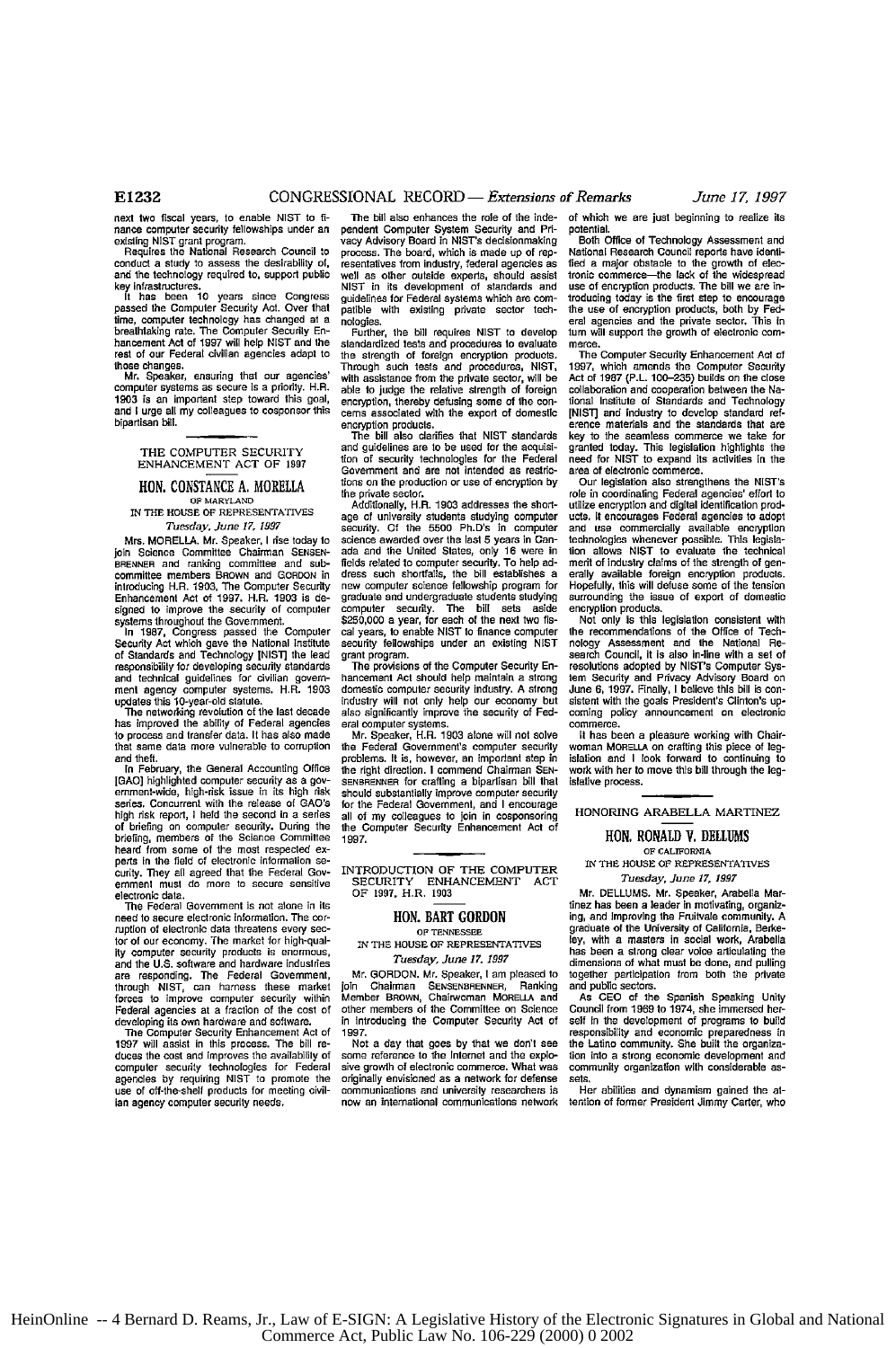next two fiscal years, to enable NIST to finance computer security fellowships under an existing NIST grant program.

Requires the National Research Council to conduct a study to assess the desirability of, and the technology required to, support public key infrastructures.

It has been 10 years since Congress passed the Computer Security Act. Over that time, computer technology has changed at a breathtaking rate. The Computer Security Enhancement Act of 1997 will help NIST and the rest of our Federal civilian agencies adapt to those changes.

Mr. Speaker, ensuring that our agencies' computer systems as secure is a priority. H.R. 1903 is an important step toward this goal, and I urge all my colleagues to cosponsor this bipartisan bill.

---

## THE COMPUTER SECURITY ENHANCEMENT ACT OF 1997

### HON. CONSTANCE A. MORELLA

OF MARYLAND

IN THE HOUSE OF REPRESENTATIVES

*Tuesday, June 17, 1997*

Mrs. MORELLA. Mr. Speaker, I rise today to join Science Committee Chairman SENSENBRENNER and ranking committee and subcommittee members BROWN and GORDON in introducing H.R. 1903, The Computer Security Enhancement Act of 1997. H.R. 1903 is designed to improve the security of computer systems throughout the Government.

In 1987, Congress passed the Computer Security Act which gave the National Institute of Standards and Technology [NIST] the lead responsibility for developing security standards and technical guidelines for civilian government agency computer systems. H.R. 1903 updates this 10-year-old statute.

The networking revolution of the last decade has improved the ability of Federal agencies to process and transfer data. It has also made that same data more vulnerable to corruption and theft.

In February, the General Accounting Office [GAO] highlighted computer security as a government-wide, high-risk issue in its high risk series. Concurrent with the release of GAO's high risk report, I held the second in a series of briefing on computer security. During the briefing, members of the Science Committee heard from some of the most respected experts in the field of electronic information security. They all agreed that the Federal Government must do more to secure sensitive electronic data.

The Federal Government is not alone in its need to secure electronic information. The corruption of electronic data threatens every sector of our economy. The market for high-quality computer security products is enormous, and the U.S. software and hardware industries are responding. The Federal Government, through NIST, can harness these market forces to improve computer security within Federal agencies at a fraction of the cost of developing its own hardware and software.

The Computer Security Enhancement Act of 1997 will assist in this process. The bill reduces the cost and improves the availability of computer security technologies for Federal agencies by requiring NIST to promote the use of off-the-shelf products for meeting civilian agency computer security needs.

The bill also enhances the role of the independent Computer System Security and Privacy Advisory Board in NIST's decisionmaking process. The board, which is made up of representatives from industry, federal agencies as well as other outside experts, should assist NIST in its development of standards and guidelines for Federal systems which are compatible with existing private sector technologies.

Further, the bill requires NIST to develop standardized tests and procedures to evaluate the strength of foreign encryption products. Through such tests and procedures, NIST, with assistance from the private sector, will be able to judge the relative strength of foreign encryption, thereby defusing some of the concerns associated with the export of domestic encryption products.

The bill also clarifies that NIST standards and guidelines are to be used for the acquisition of security technologies for the Federal Government and are not intended as restrictions on the production or use of encryption by the private sector.

Additionally, H.R. 1903 addresses the shortage of university students studying computer security. Of the 5500 Ph.D's in computer science awarded over the last 5 years in Canada and the United States, only 16 were in fields related to computer security. To help address such shortfalls, the bill establishes a new computer science fellowship program for graduate and undergraduate students studying computer security. The bill sets aside $250,000 a year, for each of the next two fiscal years, to enable NIST to finance computer security fellowships under an existing NIST grant program.

The provisions of the Computer Security Enhancement Act should help maintain a strong domestic computer security industry. A strong industry will not only help our economy but also significantly improve the security of Federal computer systems.

Mr. Speaker, H.R. 1903 alone will not solve the Federal Government's computer security problems. It is, however, an important step in the right direction. I commend Chairman SENSENBRENNER for crafting a bipartisan bill that should substantially improve computer security for the Federal Government, and I encourage all of my colleagues to join in cosponsoring the Computer Security Enhancement Act of 1997.

---

## INTRODUCTION OF THE COMPUTER SECURITY ENHANCEMENT ACT OF 1997, H.R. 1903

### HON. BART GORDON

OF TENNESSEE

IN THE HOUSE OF REPRESENTATIVES

*Tuesday, June 17, 1997*

Mr. GORDON. Mr. Speaker, I am pleased to join Chairman SENSENBRENNER, Ranking Member BROWN, Chairwoman MORELLA and other members of the Committee on Science in introducing the Computer Security Act of 1997.

Not a day that goes by that we don't see some reference to the Internet and the explosive growth of electronic commerce. What was originally envisioned as a network for defense communications and university researchers is now an international communications network of which we are just beginning to realize its potential.

Both Office of Technology Assessment and National Research Council reports have identified a major obstacle to the growth of electronic commerce—the lack of the widespread use of encryption products. The bill we are introducing today is the first step to encourage the use of encryption products, both by Federal agencies and the private sector. This in turn will support the growth of electronic commerce.

The Computer Security Enhancement Act of 1997, which amends the Computer Security Act of 1987 (P.L. 100–235) builds on the close collaboration and cooperation between the National Institute of Standards and Technology [NIST] and industry to develop standard reference materials and the standards that are key to the seamless commerce we take for granted today. This legislation highlights the need for NIST to expand its activities in the area of electronic commerce.

Our legislation also strengthens the NIST's role in coordinating Federal agencies' effort to utilize encryption and digital identification products. It encourages Federal agencies to adopt and use commercially available encryption technologies whenever possible. This legislation allows NIST to evaluate the technical merit of industry claims of the strength of generally available foreign encryption products. Hopefully, this will defuse some of the tension surrounding the issue of export of domestic encryption products.

Not only is this legislation consistent with the recommendations of the Office of Technology Assessment and the National Research Council, it is also in-line with a set of resolutions adopted by NIST's Computer System Security and Privacy Advisory Board on June 6, 1997. Finally, I believe this bill is consistent with the goals President's Clinton's upcoming policy announcement on electronic commerce.

It has been a pleasure working with Chairwoman MORELLA on crafting this piece of legislation and I look forward to continuing to work with her to move this bill through the legislative process.

---

## HONORING ARABELLA MARTINEZ

### HON. RONALD V. DELLUMS

OF CALIFORNIA

IN THE HOUSE OF REPRESENTATIVES

*Tuesday, June 17, 1997*

Mr. DELLUMS. Mr. Speaker, Arabella Martinez has been a leader in motivating, organizing, and improving the Fruitvale community. A graduate of the University of California, Berkeley, with a masters in social work, Arabella has been a strong clear voice articulating the dimensions of what must be done, and pulling together participation from both the private and public sectors.

As CEO of the Spanish Speaking Unity Council from 1969 to 1974, she immersed herself in the development of programs to build responsibility and economic preparedness in the Latino community. She built the organization into a strong economic development and community organization with considerable assets.

Her abilities and dynamism gained the attention of former President Jimmy Carter, who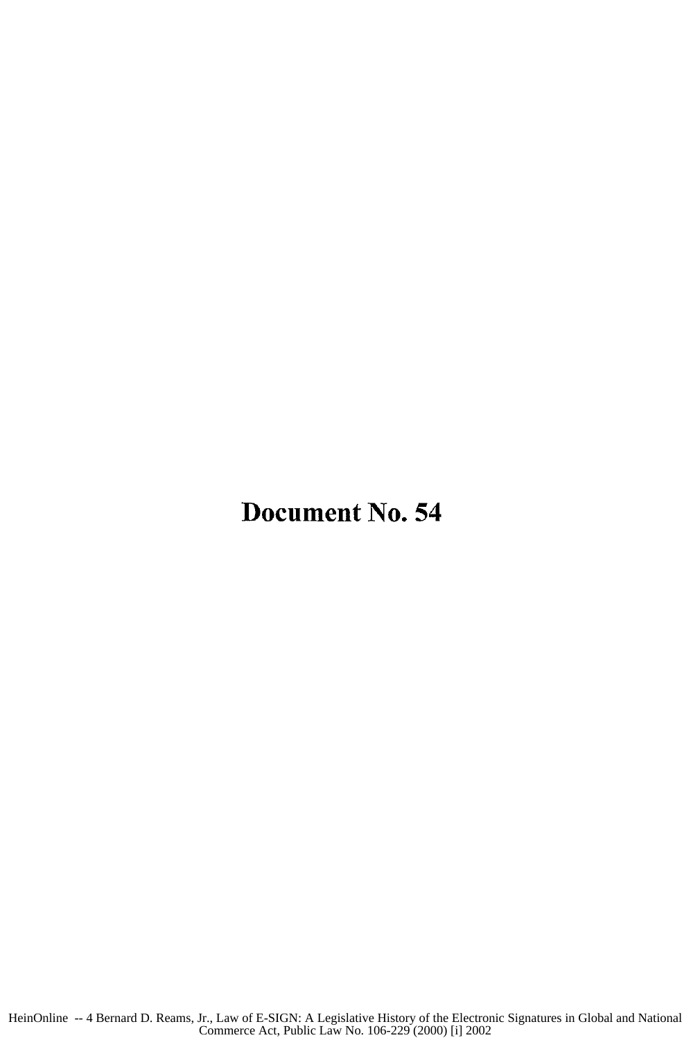# Document No. 54